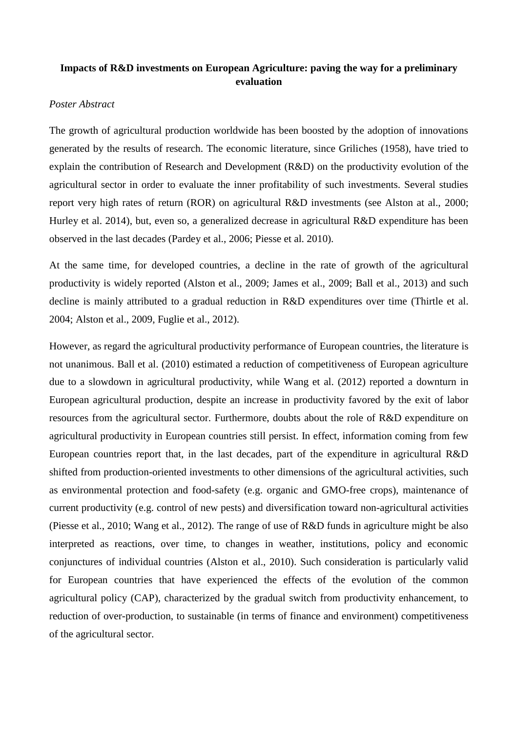**Impacts of R&D investments on European Agriculture: paving the way for a preliminary evaluation**

*Poster Abstract*

The growth of agricultural production worldwide has been boosted by the adoption of innovations generated by the results of research. The economic literature, since Griliches (1958), have tried to explain the contribution of Research and Development (R&D) on the productivity evolution of the agricultural sector in order to evaluate the inner profitability of such investments. Several studies report very high rates of return (ROR) on agricultural R&D investments (see Alston at al., 2000; Hurley et al. 2014), but, even so, a generalized decrease in agricultural R&D expenditure has been observed in the last decades (Pardey et al., 2006; Piesse et al. 2010).

At the same time, for developed countries, a decline in the rate of growth of the agricultural productivity is widely reported (Alston et al., 2009; James et al., 2009; Ball et al., 2013) and such decline is mainly attributed to a gradual reduction in R&D expenditures over time (Thirtle et al. 2004; Alston et al., 2009, Fuglie et al., 2012).

However, as regard the agricultural productivity performance of European countries, the literature is not unanimous. Ball et al. (2010) estimated a reduction of competitiveness of European agriculture due to a slowdown in agricultural productivity, while Wang et al. (2012) reported a downturn in European agricultural production, despite an increase in productivity favored by the exit of labor resources from the agricultural sector. Furthermore, doubts about the role of R&D expenditure on agricultural productivity in European countries still persist. In effect, information coming from few European countries report that, in the last decades, part of the expenditure in agricultural R&D shifted from production-oriented investments to other dimensions of the agricultural activities, such as environmental protection and food-safety (e.g. organic and GMO-free crops), maintenance of current productivity (e.g. control of new pests) and diversification toward non-agricultural activities (Piesse et al., 2010; Wang et al., 2012). The range of use of R&D funds in agriculture might be also interpreted as reactions, over time, to changes in weather, institutions, policy and economic conjunctures of individual countries (Alston et al., 2010). Such consideration is particularly valid for European countries that have experienced the effects of the evolution of the common agricultural policy (CAP), characterized by the gradual switch from productivity enhancement, to reduction of over-production, to sustainable (in terms of finance and environment) competitiveness of the agricultural sector.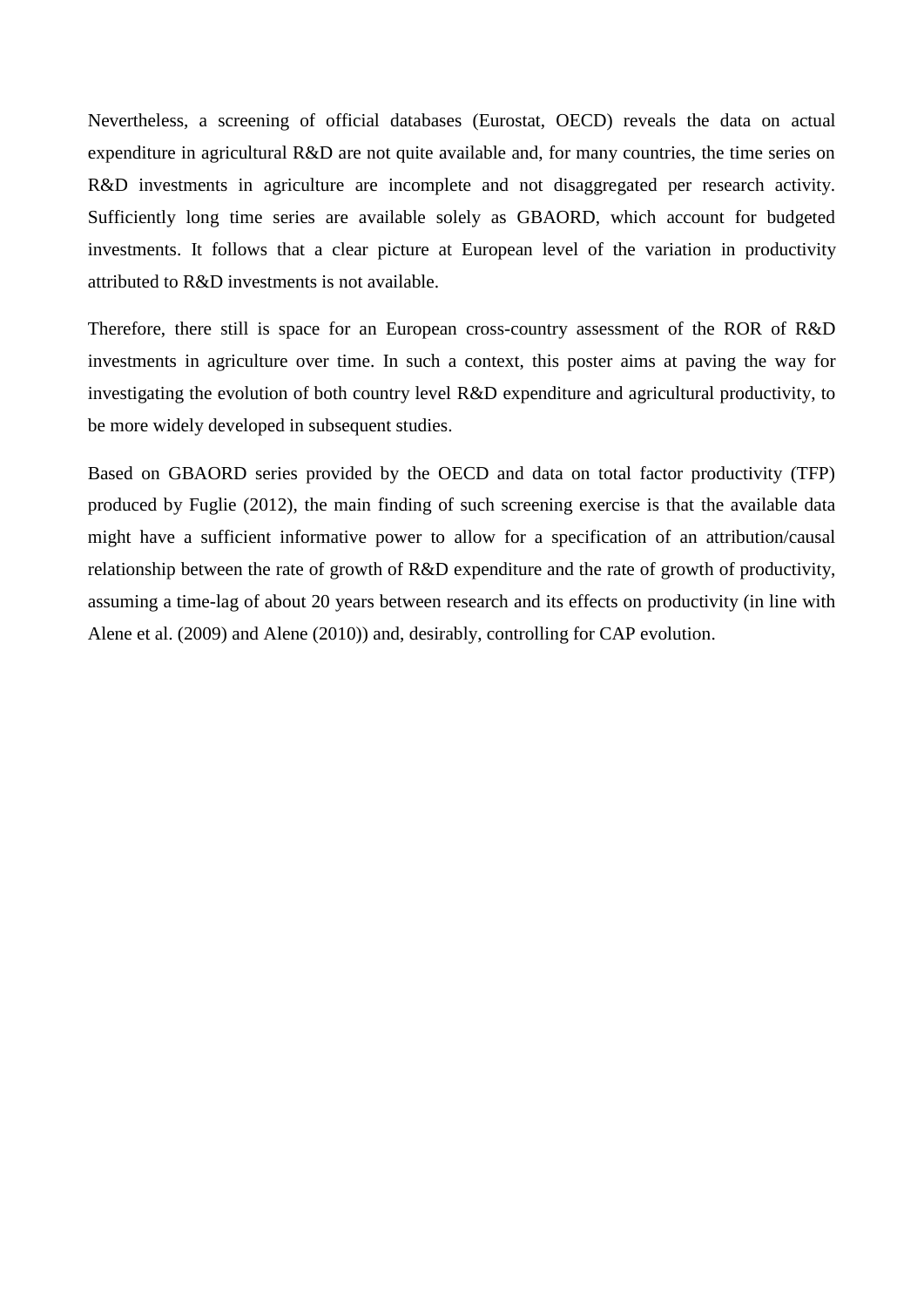Nevertheless, a screening of official databases (Eurostat, OECD) reveals the data on actual expenditure in agricultural R&D are not quite available and, for many countries, the time series on R&D investments in agriculture are incomplete and not disaggregated per research activity. Sufficiently long time series are available solely as GBAORD, which account for budgeted investments. It follows that a clear picture at European level of the variation in productivity attributed to R&D investments is not available.

Therefore, there still is space for an European cross-country assessment of the ROR of R&D investments in agriculture over time. In such a context, this poster aims at paving the way for investigating the evolution of both country level R&D expenditure and agricultural productivity, to be more widely developed in subsequent studies.

Based on GBAORD series provided by the OECD and data on total factor productivity (TFP) produced by Fuglie (2012), the main finding of such screening exercise is that the available data might have a sufficient informative power to allow for a specification of an attribution/causal relationship between the rate of growth of R&D expenditure and the rate of growth of productivity, assuming a time-lag of about 20 years between research and its effects on productivity (in line with Alene et al. (2009) and Alene (2010)) and, desirably, controlling for CAP evolution.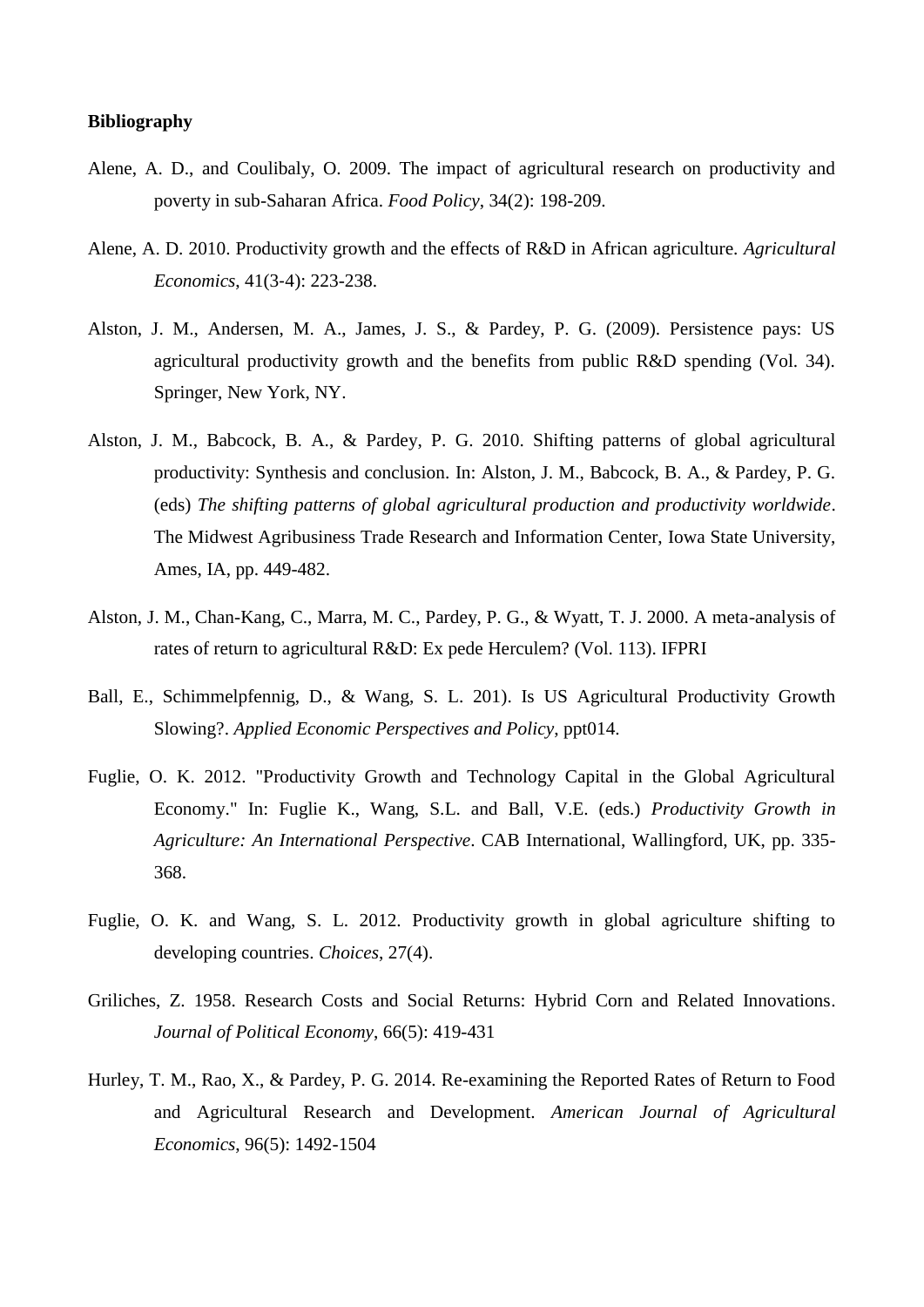**Bibliography**

Alene, A. D., and Coulibaly, O. 2009. The impact of agricultural research on productivity and poverty in sub-Saharan Africa. *Food Policy*, 34(2): 198-209.

Alene, A. D. 2010. Productivity growth and the effects of R&D in African agriculture. *Agricultural Economics*, 41(3-4): 223-238.

Alston, J. M., Andersen, M. A., James, J. S., & Pardey, P. G. (2009). Persistence pays: US agricultural productivity growth and the benefits from public R&D spending (Vol. 34). Springer, New York, NY.

Alston, J. M., Babcock, B. A., & Pardey, P. G. 2010. Shifting patterns of global agricultural productivity: Synthesis and conclusion. In: Alston, J. M., Babcock, B. A., & Pardey, P. G. (eds) *The shifting patterns of global agricultural production and productivity worldwide*. The Midwest Agribusiness Trade Research and Information Center, Iowa State University, Ames, IA, pp. 449-482.

Alston, J. M., Chan-Kang, C., Marra, M. C., Pardey, P. G., & Wyatt, T. J. 2000. A meta-analysis of rates of return to agricultural R&D: Ex pede Herculem? (Vol. 113). IFPRI

Ball, E., Schimmelpfennig, D., & Wang, S. L. 201). Is US Agricultural Productivity Growth Slowing?. *Applied Economic Perspectives and Policy*, ppt014.

Fuglie, O. K. 2012. "Productivity Growth and Technology Capital in the Global Agricultural Economy." In: Fuglie K., Wang, S.L. and Ball, V.E. (eds.) *Productivity Growth in Agriculture: An International Perspective*. CAB International, Wallingford, UK, pp. 335-368.

Fuglie, O. K. and Wang, S. L. 2012. Productivity growth in global agriculture shifting to developing countries. *Choices*, 27(4).

Griliches, Z. 1958. Research Costs and Social Returns: Hybrid Corn and Related Innovations. *Journal of Political Economy*, 66(5): 419-431

Hurley, T. M., Rao, X., & Pardey, P. G. 2014. Re-examining the Reported Rates of Return to Food and Agricultural Research and Development. *American Journal of Agricultural Economics*, 96(5): 1492-1504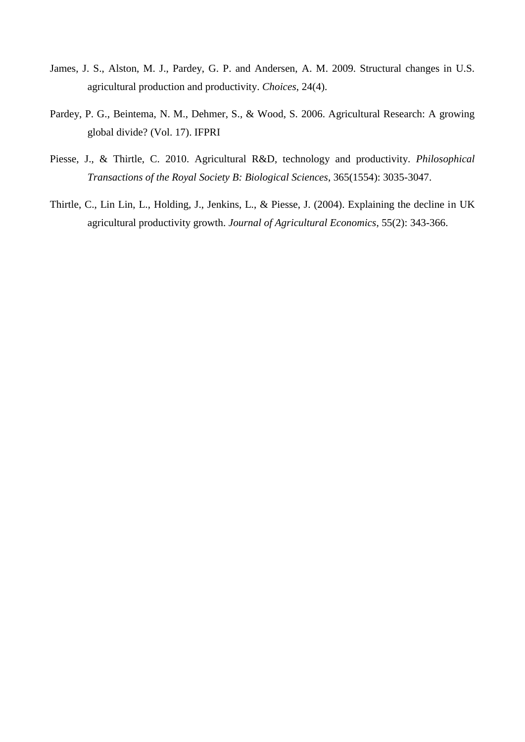James, J. S., Alston, M. J., Pardey, G. P. and Andersen, A. M. 2009. Structural changes in U.S. agricultural production and productivity. *Choices*, 24(4).

Pardey, P. G., Beintema, N. M., Dehmer, S., & Wood, S. 2006. Agricultural Research: A growing global divide? (Vol. 17). IFPRI

Piesse, J., & Thirtle, C. 2010. Agricultural R&D, technology and productivity. *Philosophical Transactions of the Royal Society B: Biological Sciences*, 365(1554): 3035-3047.

Thirtle, C., Lin Lin, L., Holding, J., Jenkins, L., & Piesse, J. (2004). Explaining the decline in UK agricultural productivity growth. *Journal of Agricultural Economics*, 55(2): 343-366.